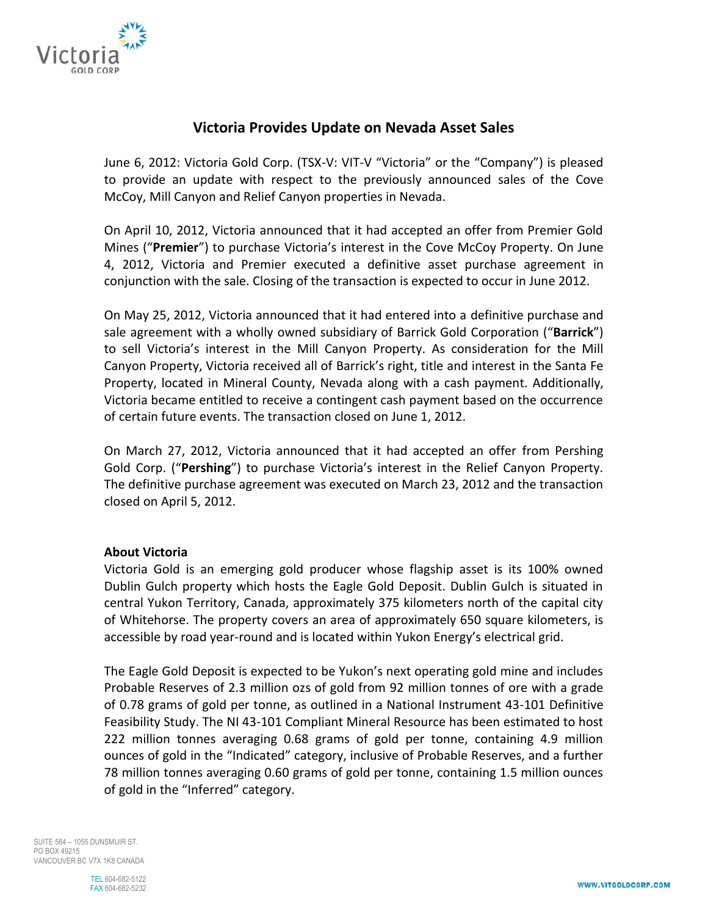# Victoria Provides Update on Nevada Asset Sales

June 6, 2012: Victoria Gold Corp. (TSX-V: VIT-V "Victoria" or the "Company") is pleased to provide an update with respect to the previously announced sales of the Cove McCoy, Mill Canyon and Relief Canyon properties in Nevada.

On April 10, 2012, Victoria announced that it had accepted an offer from Premier Gold Mines ("**Premier**") to purchase Victoria's interest in the Cove McCoy Property. On June 4, 2012, Victoria and Premier executed a definitive asset purchase agreement in conjunction with the sale. Closing of the transaction is expected to occur in June 2012.

On May 25, 2012, Victoria announced that it had entered into a definitive purchase and sale agreement with a wholly owned subsidiary of Barrick Gold Corporation ("**Barrick**") to sell Victoria's interest in the Mill Canyon Property. As consideration for the Mill Canyon Property, Victoria received all of Barrick's right, title and interest in the Santa Fe Property, located in Mineral County, Nevada along with a cash payment. Additionally, Victoria became entitled to receive a contingent cash payment based on the occurrence of certain future events. The transaction closed on June 1, 2012.

On March 27, 2012, Victoria announced that it had accepted an offer from Pershing Gold Corp. ("**Pershing**") to purchase Victoria's interest in the Relief Canyon Property. The definitive purchase agreement was executed on March 23, 2012 and the transaction closed on April 5, 2012.

**About Victoria**

Victoria Gold is an emerging gold producer whose flagship asset is its 100% owned Dublin Gulch property which hosts the Eagle Gold Deposit. Dublin Gulch is situated in central Yukon Territory, Canada, approximately 375 kilometers north of the capital city of Whitehorse. The property covers an area of approximately 650 square kilometers, is accessible by road year-round and is located within Yukon Energy's electrical grid.

The Eagle Gold Deposit is expected to be Yukon's next operating gold mine and includes Probable Reserves of 2.3 million ozs of gold from 92 million tonnes of ore with a grade of 0.78 grams of gold per tonne, as outlined in a National Instrument 43-101 Definitive Feasibility Study. The NI 43-101 Compliant Mineral Resource has been estimated to host 222 million tonnes averaging 0.68 grams of gold per tonne, containing 4.9 million ounces of gold in the "Indicated" category, inclusive of Probable Reserves, and a further 78 million tonnes averaging 0.60 grams of gold per tonne, containing 1.5 million ounces of gold in the "Inferred" category.

SUITE 584 – 1055 DUNSMUIR ST.
PO BOX 49215
VANCOUVER BC V7X 1K8 CANADA

TEL 604-682-5122
FAX 604-682-5232

WWW.VITGOLDCORP.COM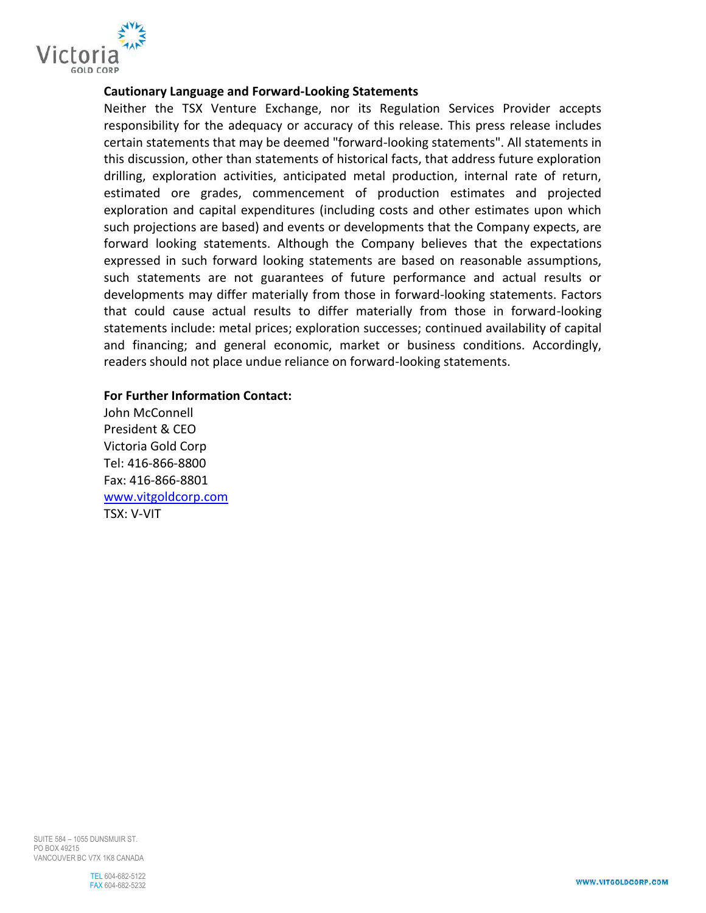**Cautionary Language and Forward-Looking Statements**

Neither the TSX Venture Exchange, nor its Regulation Services Provider accepts responsibility for the adequacy or accuracy of this release. This press release includes certain statements that may be deemed "forward-looking statements". All statements in this discussion, other than statements of historical facts, that address future exploration drilling, exploration activities, anticipated metal production, internal rate of return, estimated ore grades, commencement of production estimates and projected exploration and capital expenditures (including costs and other estimates upon which such projections are based) and events or developments that the Company expects, are forward looking statements. Although the Company believes that the expectations expressed in such forward looking statements are based on reasonable assumptions, such statements are not guarantees of future performance and actual results or developments may differ materially from those in forward-looking statements. Factors that could cause actual results to differ materially from those in forward-looking statements include: metal prices; exploration successes; continued availability of capital and financing; and general economic, market or business conditions. Accordingly, readers should not place undue reliance on forward-looking statements.

**For Further Information Contact:**

John McConnell
President & CEO
Victoria Gold Corp
Tel: 416-866-8800
Fax: 416-866-8801
www.vitgoldcorp.com
TSX: V-VIT

SUITE 584 – 1055 DUNSMUIR ST.
PO BOX 49215
VANCOUVER BC V7X 1K8 CANADA

TEL 604-682-5122
FAX 604-682-5232

WWW.VITGOLDCORP.COM